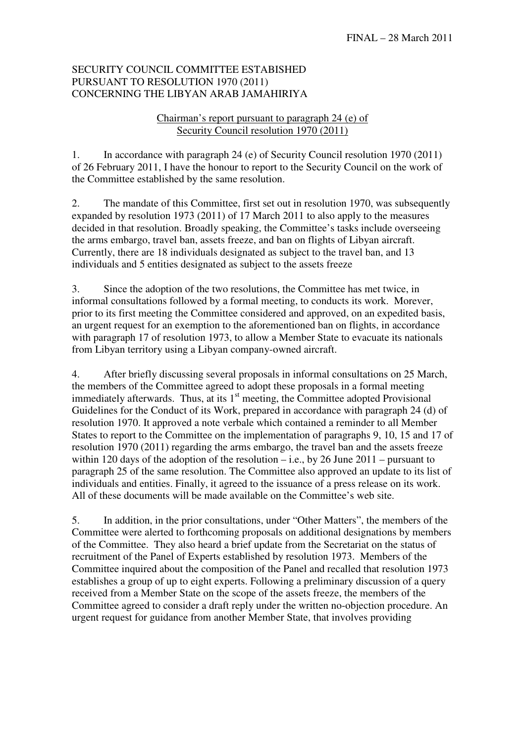FINAL – 28 March 2011

SECURITY COUNCIL COMMITTEE ESTABISHED
PURSUANT TO RESOLUTION 1970 (2011)
CONCERNING THE LIBYAN ARAB JAMAHIRIYA

Chairman's report pursuant to paragraph 24 (e) of
Security Council resolution 1970 (2011)

1. In accordance with paragraph 24 (e) of Security Council resolution 1970 (2011) of 26 February 2011, I have the honour to report to the Security Council on the work of the Committee established by the same resolution.

2. The mandate of this Committee, first set out in resolution 1970, was subsequently expanded by resolution 1973 (2011) of 17 March 2011 to also apply to the measures decided in that resolution. Broadly speaking, the Committee's tasks include overseeing the arms embargo, travel ban, assets freeze, and ban on flights of Libyan aircraft. Currently, there are 18 individuals designated as subject to the travel ban, and 13 individuals and 5 entities designated as subject to the assets freeze

3. Since the adoption of the two resolutions, the Committee has met twice, in informal consultations followed by a formal meeting, to conducts its work. Morever, prior to its first meeting the Committee considered and approved, on an expedited basis, an urgent request for an exemption to the aforementioned ban on flights, in accordance with paragraph 17 of resolution 1973, to allow a Member State to evacuate its nationals from Libyan territory using a Libyan company-owned aircraft.

4. After briefly discussing several proposals in informal consultations on 25 March, the members of the Committee agreed to adopt these proposals in a formal meeting immediately afterwards. Thus, at its 1st meeting, the Committee adopted Provisional Guidelines for the Conduct of its Work, prepared in accordance with paragraph 24 (d) of resolution 1970. It approved a note verbale which contained a reminder to all Member States to report to the Committee on the implementation of paragraphs 9, 10, 15 and 17 of resolution 1970 (2011) regarding the arms embargo, the travel ban and the assets freeze within 120 days of the adoption of the resolution – i.e., by 26 June 2011 – pursuant to paragraph 25 of the same resolution. The Committee also approved an update to its list of individuals and entities. Finally, it agreed to the issuance of a press release on its work. All of these documents will be made available on the Committee's web site.

5. In addition, in the prior consultations, under "Other Matters", the members of the Committee were alerted to forthcoming proposals on additional designations by members of the Committee. They also heard a brief update from the Secretariat on the status of recruitment of the Panel of Experts established by resolution 1973. Members of the Committee inquired about the composition of the Panel and recalled that resolution 1973 establishes a group of up to eight experts. Following a preliminary discussion of a query received from a Member State on the scope of the assets freeze, the members of the Committee agreed to consider a draft reply under the written no-objection procedure. An urgent request for guidance from another Member State, that involves providing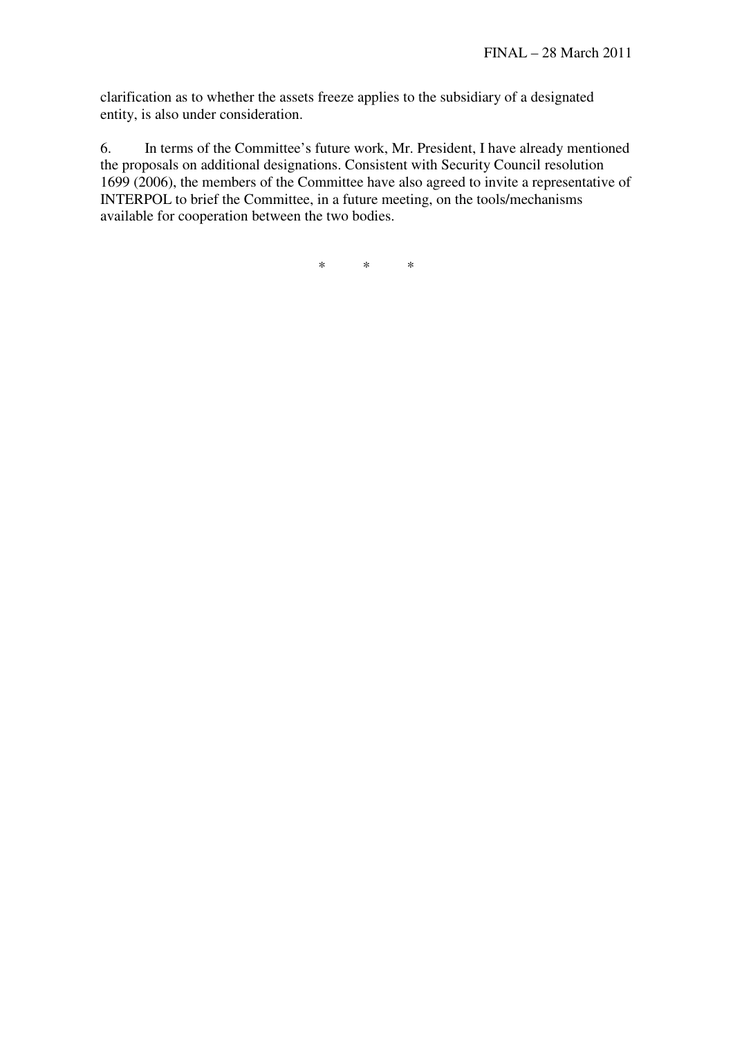clarification as to whether the assets freeze applies to the subsidiary of a designated entity, is also under consideration.

6. In terms of the Committee's future work, Mr. President, I have already mentioned the proposals on additional designations. Consistent with Security Council resolution 1699 (2006), the members of the Committee have also agreed to invite a representative of INTERPOL to brief the Committee, in a future meeting, on the tools/mechanisms available for cooperation between the two bodies.

\* \* \*